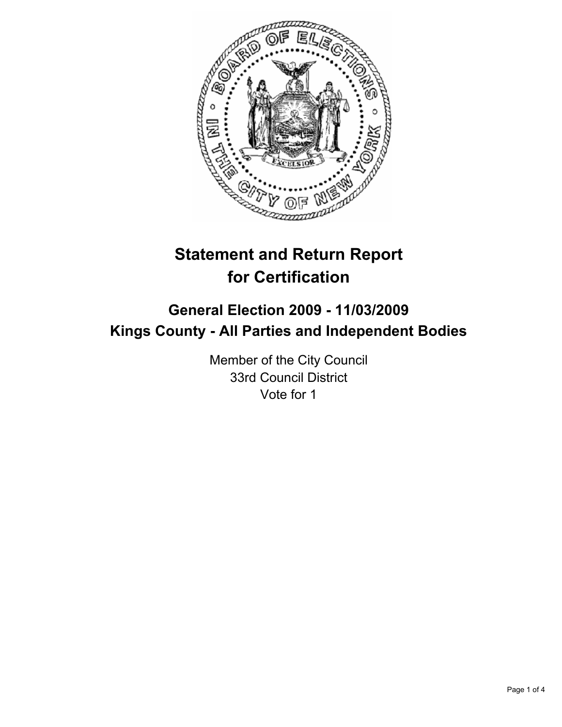# Statement and Return Report for Certification

## General Election 2009 - 11/03/2009
## Kings County - All Parties and Independent Bodies

Member of the City Council
33rd Council District
Vote for 1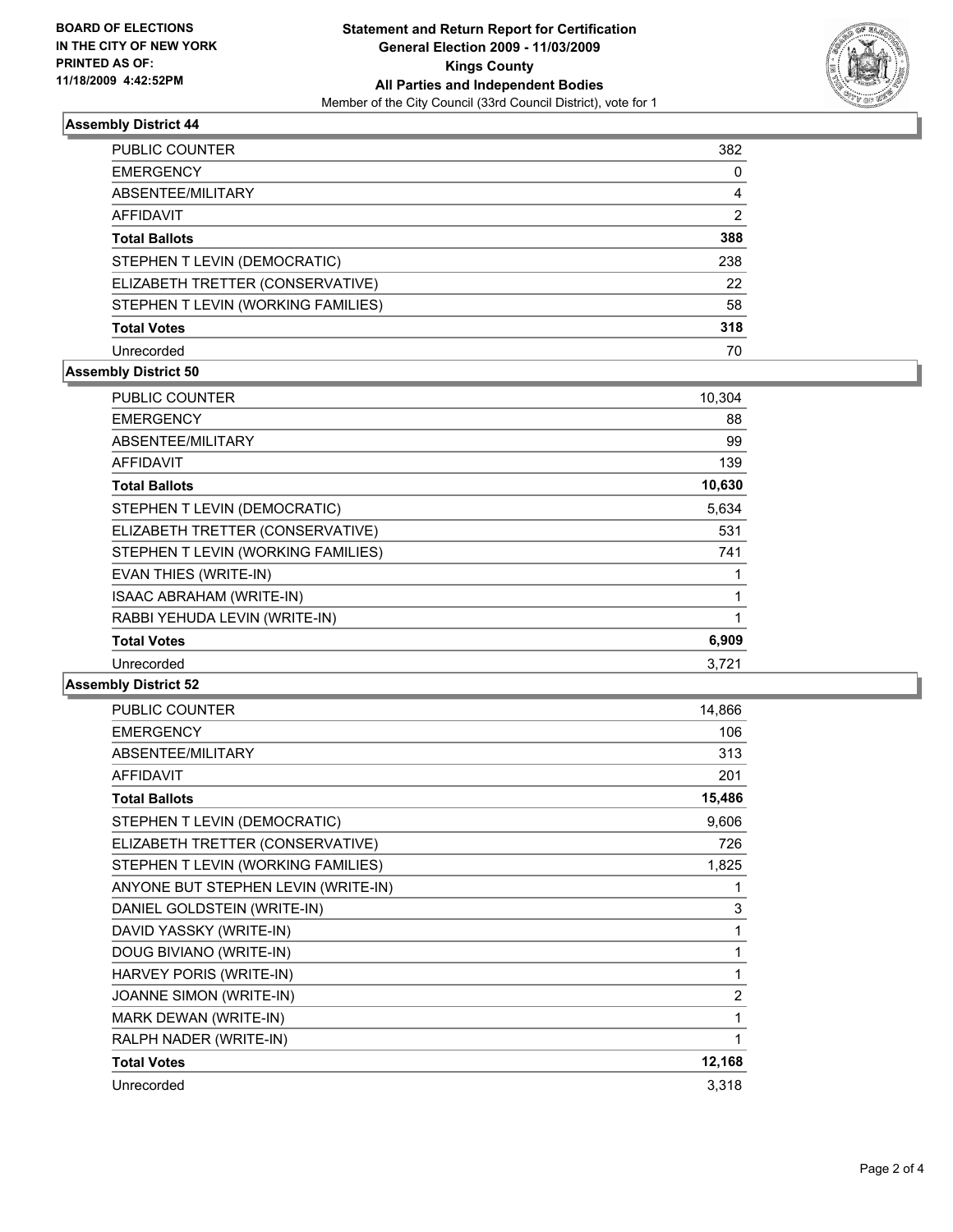BOARD OF ELECTIONS
IN THE CITY OF NEW YORK
PRINTED AS OF:
11/18/2009 4:42:52PM

# Statement and Return Report for Certification
## General Election 2009 - 11/03/2009
## Kings County
## All Parties and Independent Bodies
Member of the City Council (33rd Council District), vote for 1

### Assembly District 44

| | |
|---|---|
| PUBLIC COUNTER | 382 |
| EMERGENCY | 0 |
| ABSENTEE/MILITARY | 4 |
| AFFIDAVIT | 2 |
| **Total Ballots** | **388** |
| STEPHEN T LEVIN (DEMOCRATIC) | 238 |
| ELIZABETH TRETTER (CONSERVATIVE) | 22 |
| STEPHEN T LEVIN (WORKING FAMILIES) | 58 |
| **Total Votes** | **318** |
| Unrecorded | 70 |

### Assembly District 50

| | |
|---|---|
| PUBLIC COUNTER | 10,304 |
| EMERGENCY | 88 |
| ABSENTEE/MILITARY | 99 |
| AFFIDAVIT | 139 |
| **Total Ballots** | **10,630** |
| STEPHEN T LEVIN (DEMOCRATIC) | 5,634 |
| ELIZABETH TRETTER (CONSERVATIVE) | 531 |
| STEPHEN T LEVIN (WORKING FAMILIES) | 741 |
| EVAN THIES (WRITE-IN) | 1 |
| ISAAC ABRAHAM (WRITE-IN) | 1 |
| RABBI YEHUDA LEVIN (WRITE-IN) | 1 |
| **Total Votes** | **6,909** |
| Unrecorded | 3,721 |

### Assembly District 52

| | |
|---|---|
| PUBLIC COUNTER | 14,866 |
| EMERGENCY | 106 |
| ABSENTEE/MILITARY | 313 |
| AFFIDAVIT | 201 |
| **Total Ballots** | **15,486** |
| STEPHEN T LEVIN (DEMOCRATIC) | 9,606 |
| ELIZABETH TRETTER (CONSERVATIVE) | 726 |
| STEPHEN T LEVIN (WORKING FAMILIES) | 1,825 |
| ANYONE BUT STEPHEN LEVIN (WRITE-IN) | 1 |
| DANIEL GOLDSTEIN (WRITE-IN) | 3 |
| DAVID YASSKY (WRITE-IN) | 1 |
| DOUG BIVIANO (WRITE-IN) | 1 |
| HARVEY PORIS (WRITE-IN) | 1 |
| JOANNE SIMON (WRITE-IN) | 2 |
| MARK DEWAN (WRITE-IN) | 1 |
| RALPH NADER (WRITE-IN) | 1 |
| **Total Votes** | **12,168** |
| Unrecorded | 3,318 |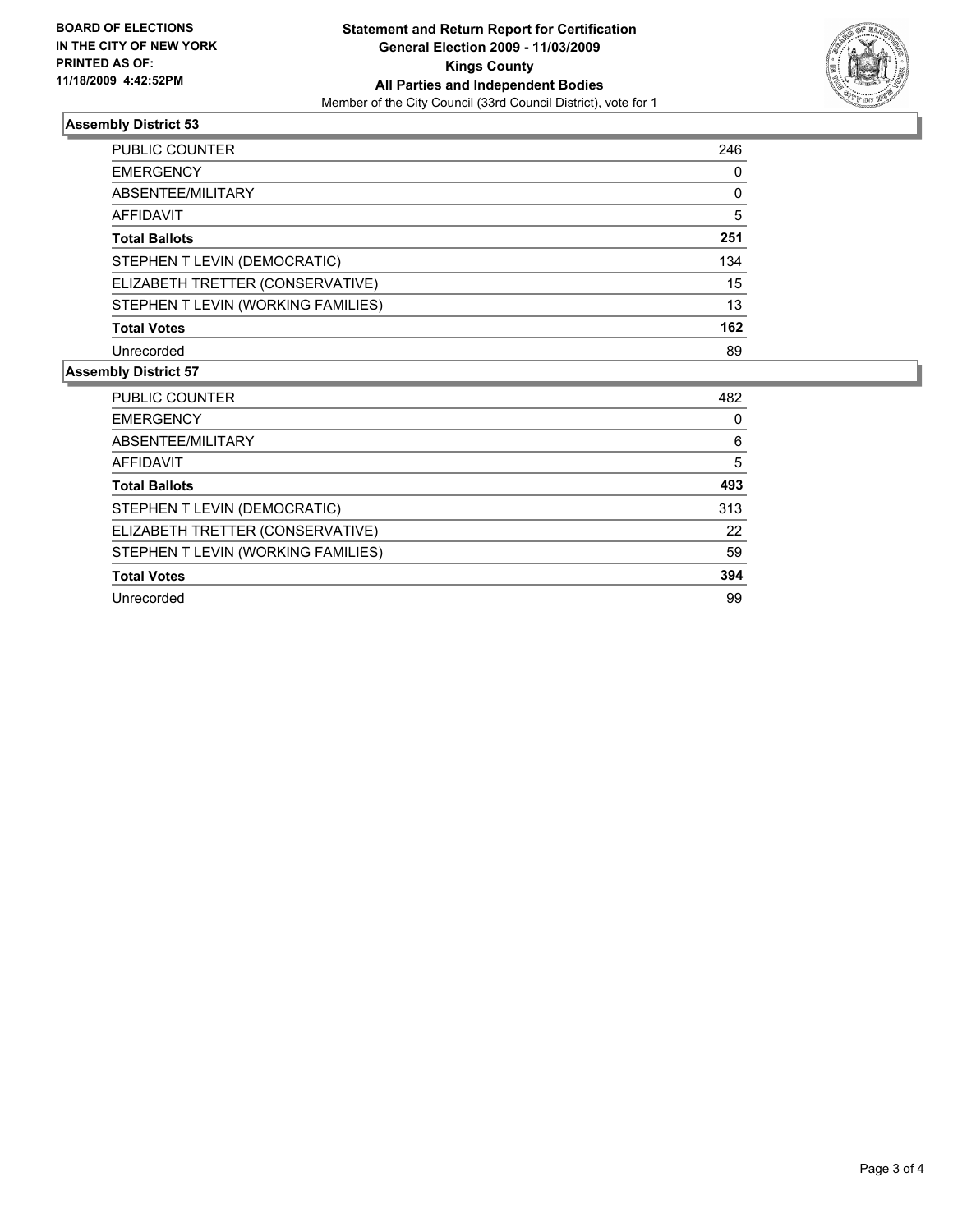**BOARD OF ELECTIONS IN THE CITY OF NEW YORK**
**PRINTED AS OF: 11/18/2009 4:42:52PM**

**Statement and Return Report for Certification**
**General Election 2009 - 11/03/2009**
**Kings County**
**All Parties and Independent Bodies**
Member of the City Council (33rd Council District), vote for 1

### Assembly District 53

| | |
|---|---|
| PUBLIC COUNTER | 246 |
| EMERGENCY | 0 |
| ABSENTEE/MILITARY | 0 |
| AFFIDAVIT | 5 |
| **Total Ballots** | **251** |
| STEPHEN T LEVIN (DEMOCRATIC) | 134 |
| ELIZABETH TRETTER (CONSERVATIVE) | 15 |
| STEPHEN T LEVIN (WORKING FAMILIES) | 13 |
| **Total Votes** | **162** |
| Unrecorded | 89 |

### Assembly District 57

| | |
|---|---|
| PUBLIC COUNTER | 482 |
| EMERGENCY | 0 |
| ABSENTEE/MILITARY | 6 |
| AFFIDAVIT | 5 |
| **Total Ballots** | **493** |
| STEPHEN T LEVIN (DEMOCRATIC) | 313 |
| ELIZABETH TRETTER (CONSERVATIVE) | 22 |
| STEPHEN T LEVIN (WORKING FAMILIES) | 59 |
| **Total Votes** | **394** |
| Unrecorded | 99 |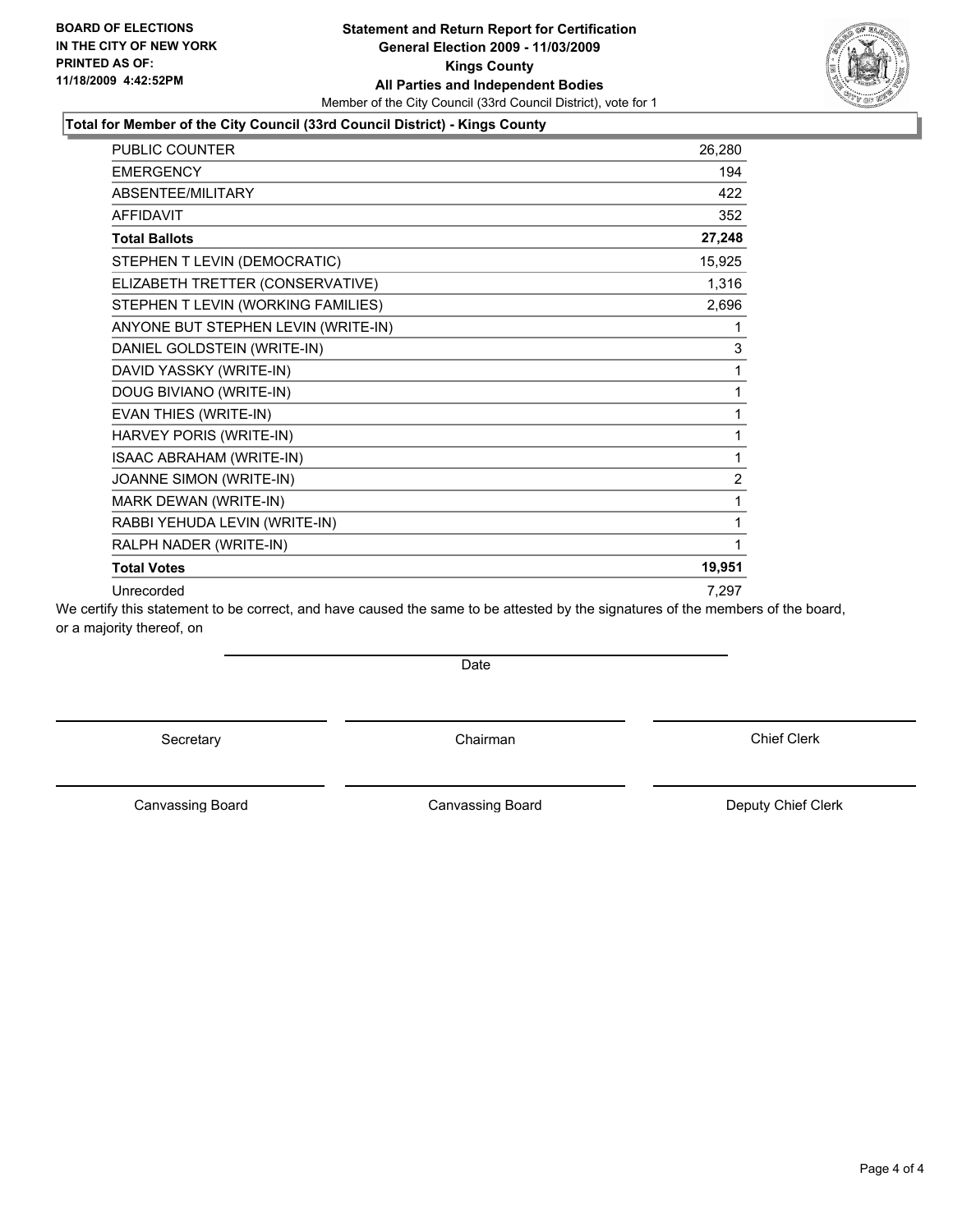**BOARD OF ELECTIONS IN THE CITY OF NEW YORK PRINTED AS OF: 11/18/2009 4:42:52PM**

**Statement and Return Report for Certification**
**General Election 2009 - 11/03/2009**
**Kings County**
**All Parties and Independent Bodies**
Member of the City Council (33rd Council District), vote for 1

**Total for Member of the City Council (33rd Council District) - Kings County**

| | |
|---|---|
| PUBLIC COUNTER | 26,280 |
| EMERGENCY | 194 |
| ABSENTEE/MILITARY | 422 |
| AFFIDAVIT | 352 |
| **Total Ballots** | **27,248** |
| STEPHEN T LEVIN (DEMOCRATIC) | 15,925 |
| ELIZABETH TRETTER (CONSERVATIVE) | 1,316 |
| STEPHEN T LEVIN (WORKING FAMILIES) | 2,696 |
| ANYONE BUT STEPHEN LEVIN (WRITE-IN) | 1 |
| DANIEL GOLDSTEIN (WRITE-IN) | 3 |
| DAVID YASSKY (WRITE-IN) | 1 |
| DOUG BIVIANO (WRITE-IN) | 1 |
| EVAN THIES (WRITE-IN) | 1 |
| HARVEY PORIS (WRITE-IN) | 1 |
| ISAAC ABRAHAM (WRITE-IN) | 1 |
| JOANNE SIMON (WRITE-IN) | 2 |
| MARK DEWAN (WRITE-IN) | 1 |
| RABBI YEHUDA LEVIN (WRITE-IN) | 1 |
| RALPH NADER (WRITE-IN) | 1 |
| **Total Votes** | **19,951** |
| Unrecorded | 7,297 |

We certify this statement to be correct, and have caused the same to be attested by the signatures of the members of the board, or a majority thereof, on

Date

Secretary | Chairman | Chief Clerk

Canvassing Board | Canvassing Board | Deputy Chief Clerk